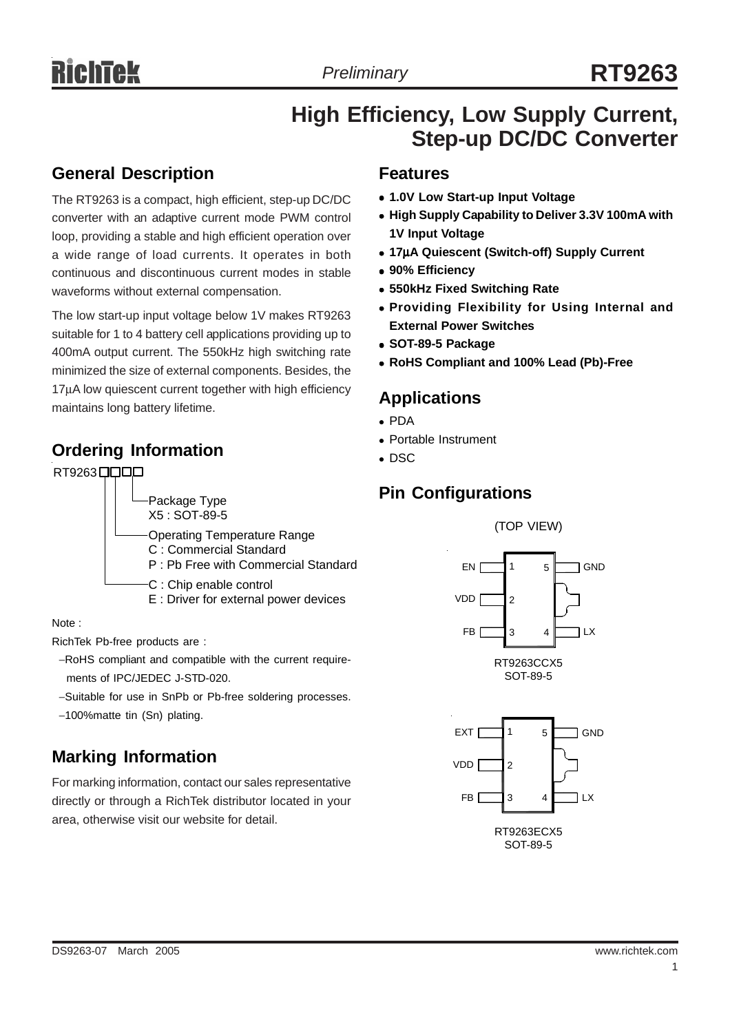# High Efficiency, Low Supply Current, Step-up DC/DC Converter

## General Description

The RT9263 is a compact, high efficient, step-up DC/DC converter with an adaptive current mode PWM control loop, providing a stable and high efficient operation over a wide range of load currents. It operates in both continuous and discontinuous current modes in stable waveforms without external compensation.

The low start-up input voltage below 1V makes RT9263 suitable for 1 to 4 battery cell applications providing up to 400mA output current. The 550kHz high switching rate minimized the size of external components. Besides, the 17μA low quiescent current together with high efficiency maintains long battery lifetime.

## Ordering Information

RT9263□□□□

- Package Type
  X5 : SOT-89-5
- Operating Temperature Range
  C : Commercial Standard
  P : Pb Free with Commercial Standard
- C : Chip enable control
  E : Driver for external power devices

Note :

RichTek Pb-free products are :

- RoHS compliant and compatible with the current requirements of IPC/JEDEC J-STD-020.
- Suitable for use in SnPb or Pb-free soldering processes.
- 100%matte tin (Sn) plating.

## Marking Information

For marking information, contact our sales representative directly or through a RichTek distributor located in your area, otherwise visit our website for detail.

## Features

- **1.0V Low Start-up Input Voltage**
- **High Supply Capability to Deliver 3.3V 100mA with 1V Input Voltage**
- **17μA Quiescent (Switch-off) Supply Current**
- **90% Efficiency**
- **550kHz Fixed Switching Rate**
- **Providing Flexibility for Using Internal and External Power Switches**
- **SOT-89-5 Package**
- **RoHS Compliant and 100% Lead (Pb)-Free**

## Applications

- PDA
- Portable Instrument
- DSC

## Pin Configurations

(TOP VIEW)

| Pin | Name | Pin | Name |
|---|---|---|---|
| 1 | EN | 5 | GND |
| 2 | VDD | | |
| 3 | FB | 4 | LX |

RT9263CCX5
SOT-89-5

| Pin | Name | Pin | Name |
|---|---|---|---|
| 1 | EXT | 5 | GND |
| 2 | VDD | | |
| 3 | FB | 4 | LX |

RT9263ECX5
SOT-89-5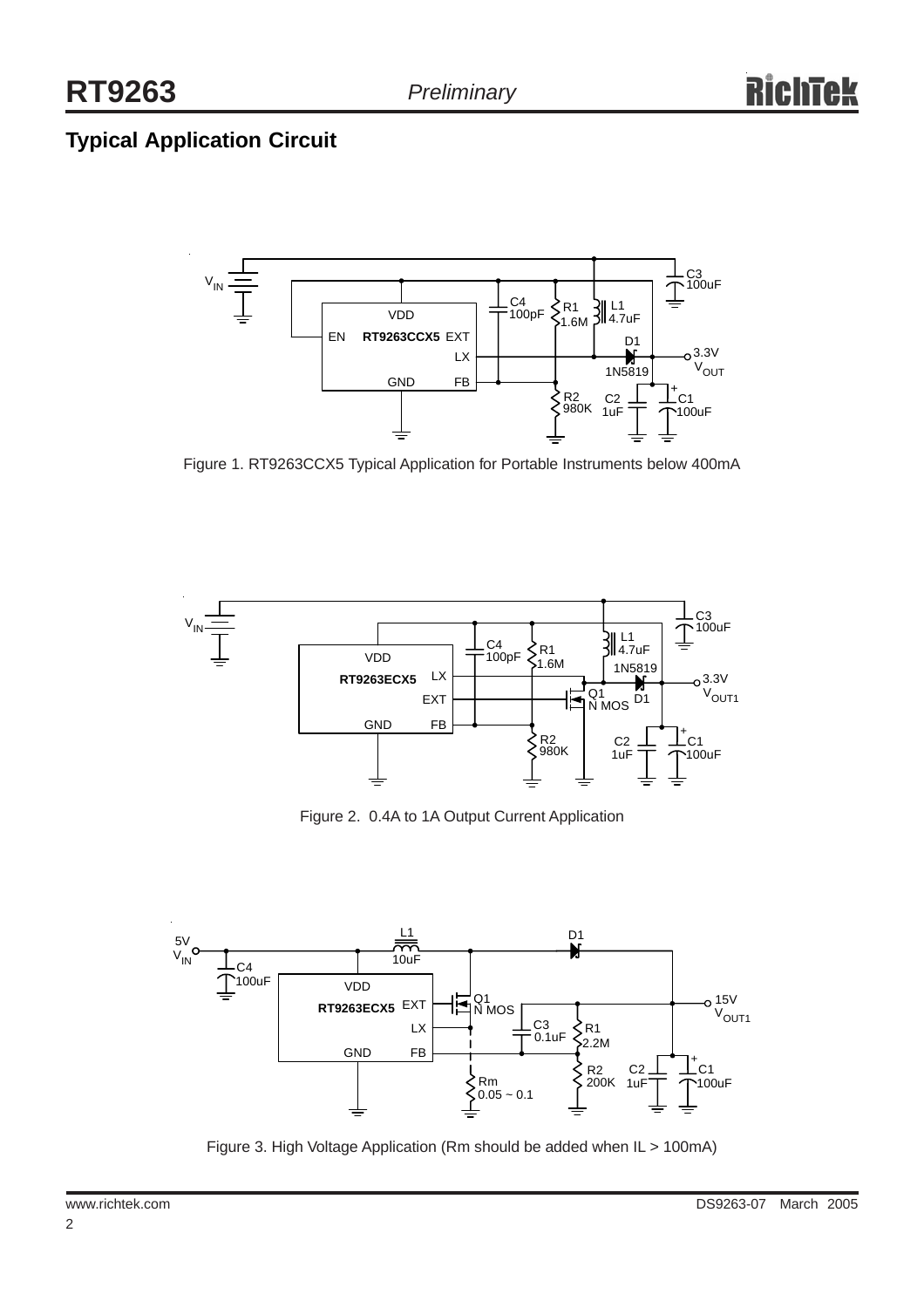## Typical Application Circuit

Figure 1. RT9263CCX5 Typical Application for Portable Instruments below 400mA

Figure 2. 0.4A to 1A Output Current Application

Figure 3. High Voltage Application (Rm should be added when IL > 100mA)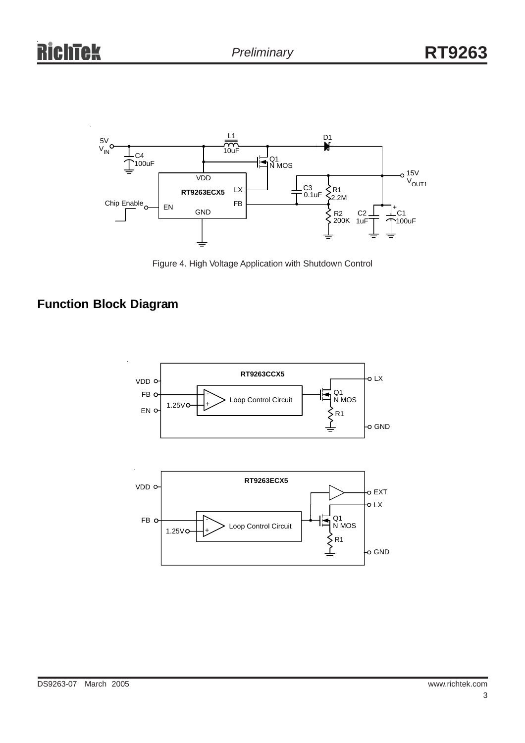Figure 4. High Voltage Application with Shutdown Control

## Function Block Diagram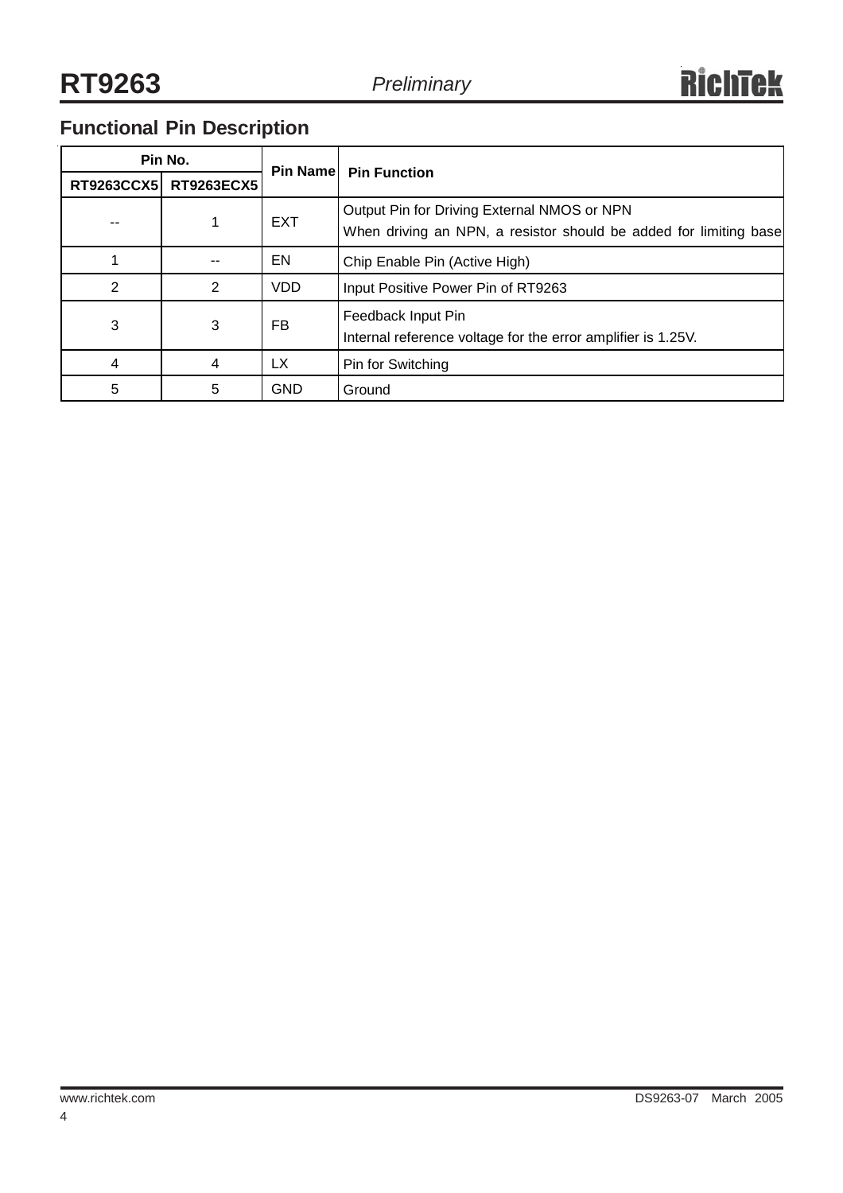## Functional Pin Description

| Pin No. | | Pin Name | Pin Function |
|---|---|---|---|
| RT9263CCX5 | RT9263ECX5 | | |
| -- | 1 | EXT | Output Pin for Driving External NMOS or NPN<br>When driving an NPN, a resistor should be added for limiting base |
| 1 | -- | EN | Chip Enable Pin (Active High) |
| 2 | 2 | VDD | Input Positive Power Pin of RT9263 |
| 3 | 3 | FB | Feedback Input Pin<br>Internal reference voltage for the error amplifier is 1.25V. |
| 4 | 4 | LX | Pin for Switching |
| 5 | 5 | GND | Ground |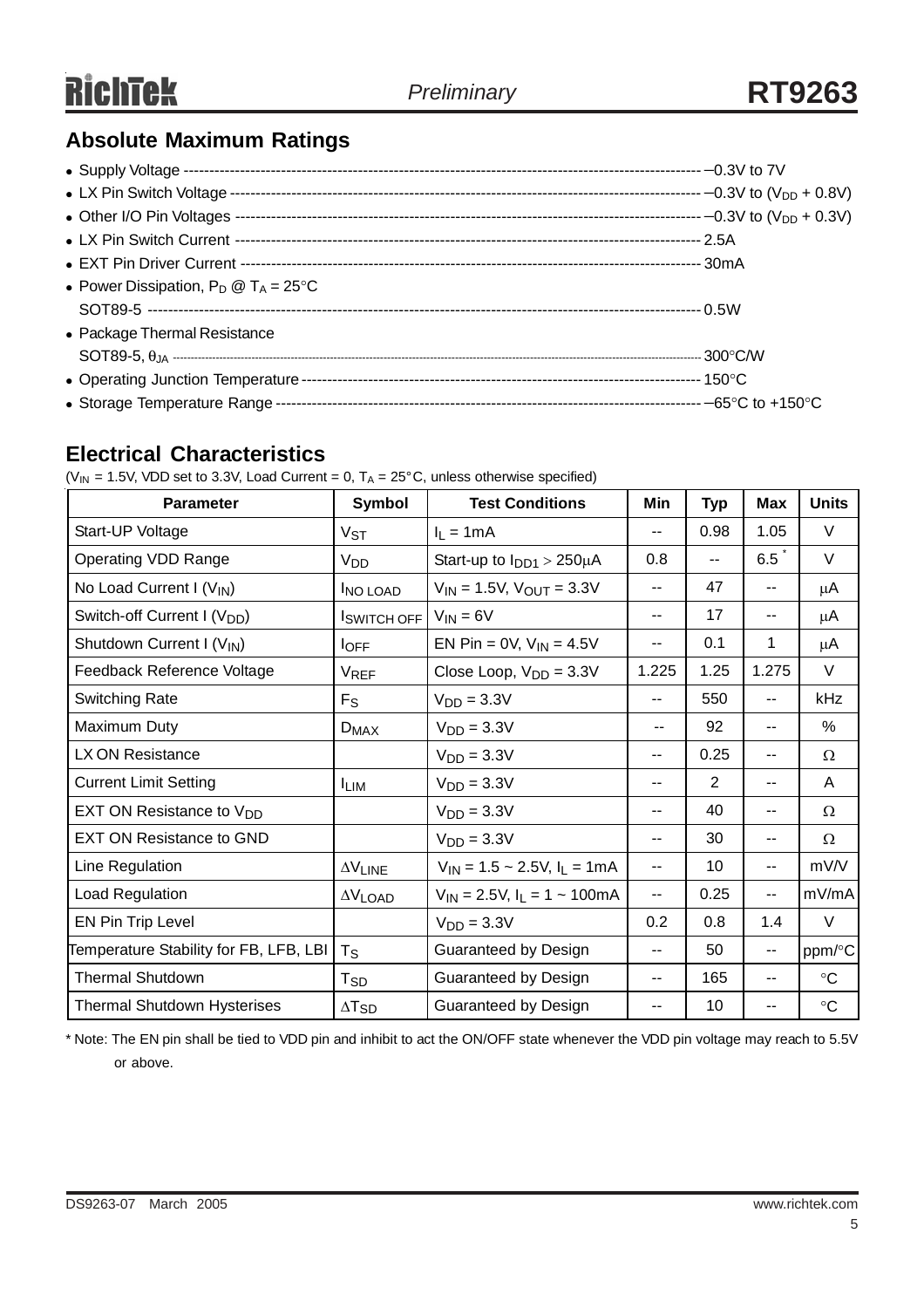## Absolute Maximum Ratings

- Supply Voltage ------------------------------------------------------------------------------------------------ −0.3V to 7V
- LX Pin Switch Voltage ------------------------------------------------------------------------------------------ −0.3V to ($V_{DD}$ + 0.8V)
- Other I/O Pin Voltages ----------------------------------------------------------------------------------------- −0.3V to ($V_{DD}$ + 0.3V)
- LX Pin Switch Current ------------------------------------------------------------------------------------------ 2.5A
- EXT Pin Driver Current ----------------------------------------------------------------------------------------- 30mA
- Power Dissipation, $P_D$ @ $T_A$ = 25°C
  SOT89-5 ---------------------------------------------------------------------------------------------------------- 0.5W
- Package Thermal Resistance
  SOT89-5, $\theta_{JA}$ ---------------------------------------------------------------------------------------------------------- 300°C/W
- Operating Junction Temperature ----------------------------------------------------------------------------- 150°C
- Storage Temperature Range --------------------------------------------------------------------------------- −65°C to +150°C

## Electrical Characteristics

($V_{IN}$ = 1.5V, VDD set to 3.3V, Load Current = 0, $T_A$ = 25°C, unless otherwise specified)

| Parameter | Symbol | Test Conditions | Min | Typ | Max | Units |
|---|---|---|---|---|---|---|
| Start-UP Voltage | $V_{ST}$ | $I_L$ = 1mA | -- | 0.98 | 1.05 | V |
| Operating VDD Range | $V_{DD}$ | Start-up to $I_{DD1}$ > 250μA | 0.8 | -- | 6.5 * | V |
| No Load Current I ($V_{IN}$) | $I_{NO\ LOAD}$ | $V_{IN}$ = 1.5V, $V_{OUT}$ = 3.3V | -- | 47 | -- | μA |
| Switch-off Current I ($V_{DD}$) | $I_{SWITCH\ OFF}$ | $V_{IN}$ = 6V | -- | 17 | -- | μA |
| Shutdown Current I ($V_{IN}$) | $I_{OFF}$ | EN Pin = 0V, $V_{IN}$ = 4.5V | -- | 0.1 | 1 | μA |
| Feedback Reference Voltage | $V_{REF}$ | Close Loop, $V_{DD}$ = 3.3V | 1.225 | 1.25 | 1.275 | V |
| Switching Rate | $F_S$ | $V_{DD}$ = 3.3V | -- | 550 | -- | kHz |
| Maximum Duty | $D_{MAX}$ | $V_{DD}$ = 3.3V | -- | 92 | -- | % |
| LX ON Resistance | | $V_{DD}$ = 3.3V | -- | 0.25 | -- | Ω |
| Current Limit Setting | $I_{LIM}$ | $V_{DD}$ = 3.3V | -- | 2 | -- | A |
| EXT ON Resistance to $V_{DD}$ | | $V_{DD}$ = 3.3V | -- | 40 | -- | Ω |
| EXT ON Resistance to GND | | $V_{DD}$ = 3.3V | -- | 30 | -- | Ω |
| Line Regulation | $\Delta V_{LINE}$ | $V_{IN}$ = 1.5 ~ 2.5V, $I_L$ = 1mA | -- | 10 | -- | mV/V |
| Load Regulation | $\Delta V_{LOAD}$ | $V_{IN}$ = 2.5V, $I_L$ = 1 ~ 100mA | -- | 0.25 | -- | mV/mA |
| EN Pin Trip Level | | $V_{DD}$ = 3.3V | 0.2 | 0.8 | 1.4 | V |
| Temperature Stability for FB, LFB, LBI | $T_S$ | Guaranteed by Design | -- | 50 | -- | ppm/°C |
| Thermal Shutdown | $T_{SD}$ | Guaranteed by Design | -- | 165 | -- | °C |
| Thermal Shutdown Hysterises | $\Delta T_{SD}$ | Guaranteed by Design | -- | 10 | -- | °C |

* Note: The EN pin shall be tied to VDD pin and inhibit to act the ON/OFF state whenever the VDD pin voltage may reach to 5.5V or above.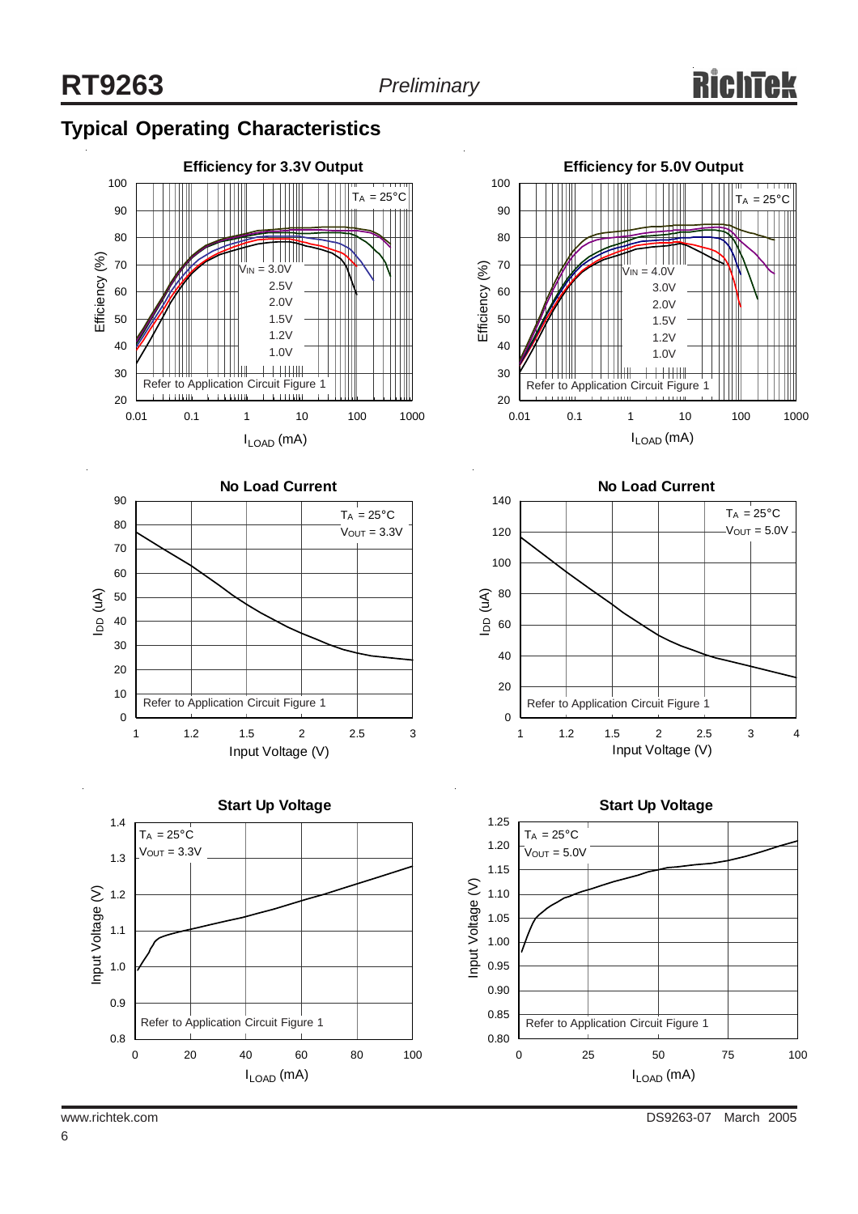## Typical Operating Characteristics

**Efficiency for 3.3V Output**

$T_A$ = 25°C

$V_{IN}$ = 3.0V, 2.5V, 2.0V, 1.5V, 1.2V, 1.0V

Refer to Application Circuit Figure 1

Efficiency (%) vs. $I_{LOAD}$ (mA)

**Efficiency for 5.0V Output**

$T_A$ = 25°C

$V_{IN}$ = 4.0V, 3.0V, 2.0V, 1.5V, 1.2V, 1.0V

Refer to Application Circuit Figure 1

Efficiency (%) vs. $I_{LOAD}$ (mA)

**No Load Current**

$T_A$ = 25°C, $V_{OUT}$ = 3.3V

Refer to Application Circuit Figure 1

$I_{DD}$ (uA) vs. Input Voltage (V)

**No Load Current**

$T_A$ = 25°C, $V_{OUT}$ = 5.0V

Refer to Application Circuit Figure 1

$I_{DD}$ (uA) vs. Input Voltage (V)

**Start Up Voltage**

$T_A$ = 25°C, $V_{OUT}$ = 3.3V

Refer to Application Circuit Figure 1

Input Voltage (V) vs. $I_{LOAD}$ (mA)

**Start Up Voltage**

$T_A$ = 25°C, $V_{OUT}$ = 5.0V

Refer to Application Circuit Figure 1

Input Voltage (V) vs. $I_{LOAD}$ (mA)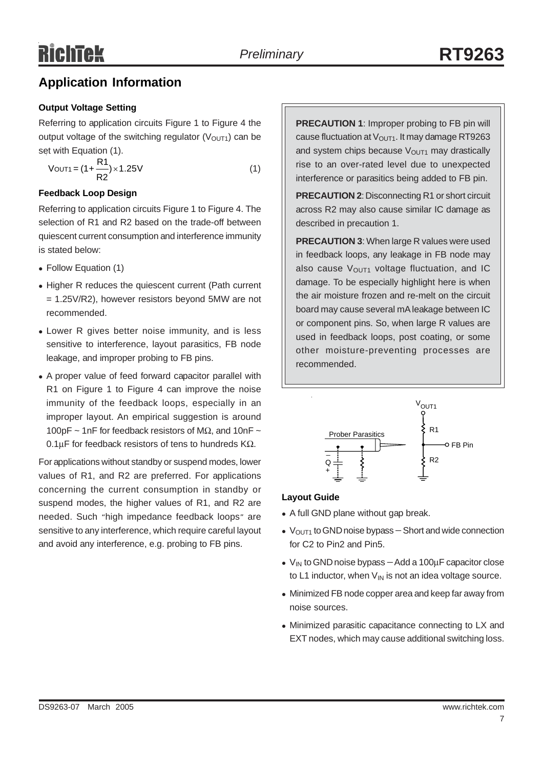## Application Information

### Output Voltage Setting

Referring to application circuits Figure 1 to Figure 4 the output voltage of the switching regulator ($V_{OUT1}$) can be set with Equation (1).

$$V_{OUT1} = (1 + \frac{R1}{R2}) \times 1.25V \quad (1)$$

### Feedback Loop Design

Referring to application circuits Figure 1 to Figure 4. The selection of R1 and R2 based on the trade-off between quiescent current consumption and interference immunity is stated below:

- Follow Equation (1)
- Higher R reduces the quiescent current (Path current = 1.25V/R2), however resistors beyond 5MW are not recommended.
- Lower R gives better noise immunity, and is less sensitive to interference, layout parasitics, FB node leakage, and improper probing to FB pins.
- A proper value of feed forward capacitor parallel with R1 on Figure 1 to Figure 4 can improve the noise immunity of the feedback loops, especially in an improper layout. An empirical suggestion is around 100pF ~ 1nF for feedback resistors of MΩ, and 10nF ~ 0.1μF for feedback resistors of tens to hundreds KΩ.

For applications without standby or suspend modes, lower values of R1, and R2 are preferred. For applications concerning the current consumption in standby or suspend modes, the higher values of R1, and R2 are needed. Such "high impedance feedback loops" are sensitive to any interference, which require careful layout and avoid any interference, e.g. probing to FB pins.

**PRECAUTION 1**: Improper probing to FB pin will cause fluctuation at $V_{OUT1}$. It may damage RT9263 and system chips because $V_{OUT1}$ may drastically rise to an over-rated level due to unexpected interference or parasitics being added to FB pin.

**PRECAUTION 2**: Disconnecting R1 or short circuit across R2 may also cause similar IC damage as described in precaution 1.

**PRECAUTION 3**: When large R values were used in feedback loops, any leakage in FB node may also cause $V_{OUT1}$ voltage fluctuation, and IC damage. To be especially highlight here is when the air moisture frozen and re-melt on the circuit board may cause several mA leakage between IC or component pins. So, when large R values are used in feedback loops, post coating, or some other moisture-preventing processes are recommended.

### Layout Guide

- A full GND plane without gap break.
- $V_{OUT1}$ to GND noise bypass – Short and wide connection for C2 to Pin2 and Pin5.
- $V_{IN}$ to GND noise bypass – Add a 100μF capacitor close to L1 inductor, when $V_{IN}$ is not an idea voltage source.
- Minimized FB node copper area and keep far away from noise sources.
- Minimized parasitic capacitance connecting to LX and EXT nodes, which may cause additional switching loss.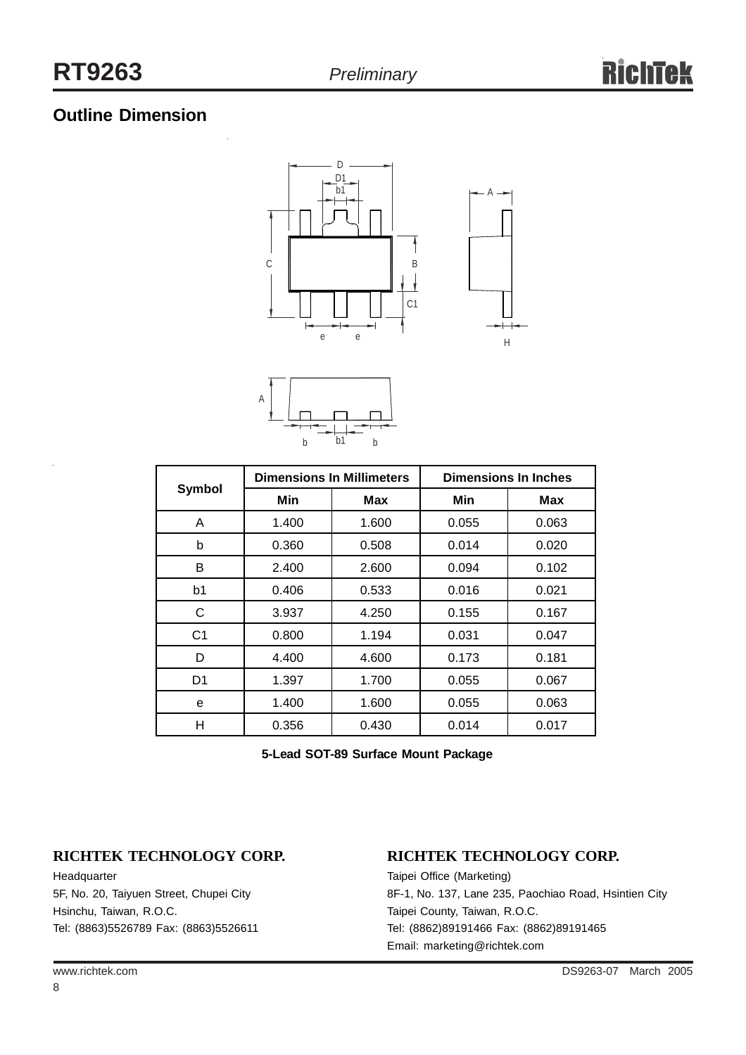## Outline Dimension

D
D1
b1
A
C
B
C1
e e
H
A
b b1 b

| Symbol | Dimensions In Millimeters | | Dimensions In Inches | |
|---|---|---|---|---|
| | Min | Max | Min | Max |
| A | 1.400 | 1.600 | 0.055 | 0.063 |
| b | 0.360 | 0.508 | 0.014 | 0.020 |
| B | 2.400 | 2.600 | 0.094 | 0.102 |
| b1 | 0.406 | 0.533 | 0.016 | 0.021 |
| C | 3.937 | 4.250 | 0.155 | 0.167 |
| C1 | 0.800 | 1.194 | 0.031 | 0.047 |
| D | 4.400 | 4.600 | 0.173 | 0.181 |
| D1 | 1.397 | 1.700 | 0.055 | 0.067 |
| e | 1.400 | 1.600 | 0.055 | 0.063 |
| H | 0.356 | 0.430 | 0.014 | 0.017 |

**5-Lead SOT-89 Surface Mount Package**

**RICHTEK TECHNOLOGY CORP.**

Headquarter
5F, No. 20, Taiyuen Street, Chupei City
Hsinchu, Taiwan, R.O.C.
Tel: (8863)5526789 Fax: (8863)5526611

**RICHTEK TECHNOLOGY CORP.**

Taipei Office (Marketing)
8F-1, No. 137, Lane 235, Paochiao Road, Hsintien City
Taipei County, Taiwan, R.O.C.
Tel: (8862)89191466 Fax: (8862)89191465
Email: marketing@richtek.com